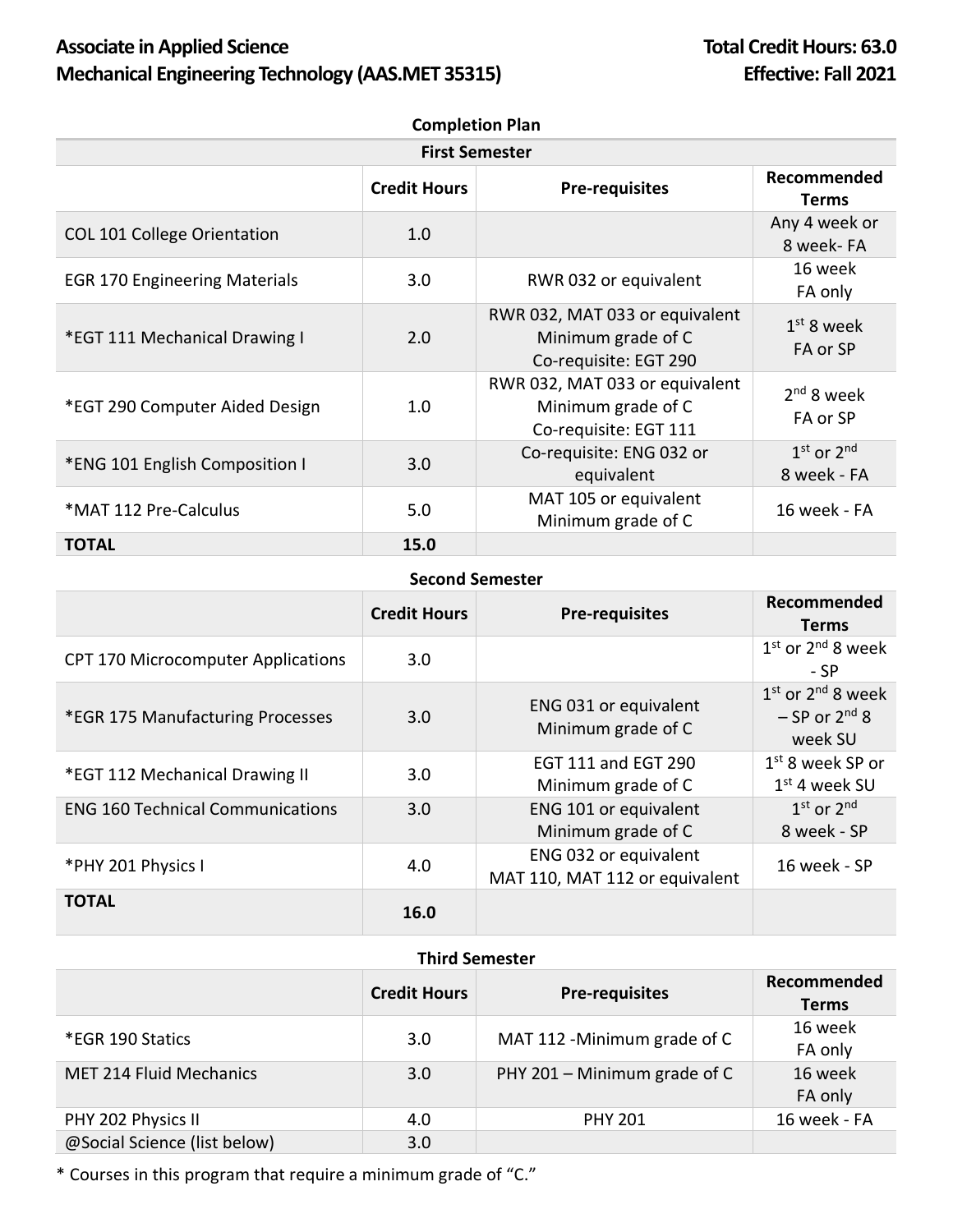**Associate in Applied Science**
**Mechanical Engineering Technology (AAS.MET 35315)**

**Total Credit Hours: 63.0**
**Effective: Fall 2021**

**Completion Plan**

**First Semester**

| | Credit Hours | Pre-requisites | Recommended Terms |
|---|---|---|---|
| COL 101 College Orientation | 1.0 | | Any 4 week or 8 week- FA |
| EGR 170 Engineering Materials | 3.0 | RWR 032 or equivalent | 16 week FA only |
| *EGT 111 Mechanical Drawing I | 2.0 | RWR 032, MAT 033 or equivalent Minimum grade of C Co-requisite: EGT 290 | 1st 8 week FA or SP |
| *EGT 290 Computer Aided Design | 1.0 | RWR 032, MAT 033 or equivalent Minimum grade of C Co-requisite: EGT 111 | 2nd 8 week FA or SP |
| *ENG 101 English Composition I | 3.0 | Co-requisite: ENG 032 or equivalent | 1st or 2nd 8 week - FA |
| *MAT 112 Pre-Calculus | 5.0 | MAT 105 or equivalent Minimum grade of C | 16 week - FA |
| **TOTAL** | **15.0** | | |

**Second Semester**

| | Credit Hours | Pre-requisites | Recommended Terms |
|---|---|---|---|
| CPT 170 Microcomputer Applications | 3.0 | | 1st or 2nd 8 week - SP |
| *EGR 175 Manufacturing Processes | 3.0 | ENG 031 or equivalent Minimum grade of C | 1st or 2nd 8 week – SP or 2nd 8 week SU |
| *EGT 112 Mechanical Drawing II | 3.0 | EGT 111 and EGT 290 Minimum grade of C | 1st 8 week SP or 1st 4 week SU |
| ENG 160 Technical Communications | 3.0 | ENG 101 or equivalent Minimum grade of C | 1st or 2nd 8 week - SP |
| *PHY 201 Physics I | 4.0 | ENG 032 or equivalent MAT 110, MAT 112 or equivalent | 16 week - SP |
| **TOTAL** | **16.0** | | |

**Third Semester**

| | Credit Hours | Pre-requisites | Recommended Terms |
|---|---|---|---|
| *EGR 190 Statics | 3.0 | MAT 112 -Minimum grade of C | 16 week FA only |
| MET 214 Fluid Mechanics | 3.0 | PHY 201 – Minimum grade of C | 16 week FA only |
| PHY 202 Physics II | 4.0 | PHY 201 | 16 week - FA |
| @Social Science (list below) | 3.0 | | |

* Courses in this program that require a minimum grade of "C."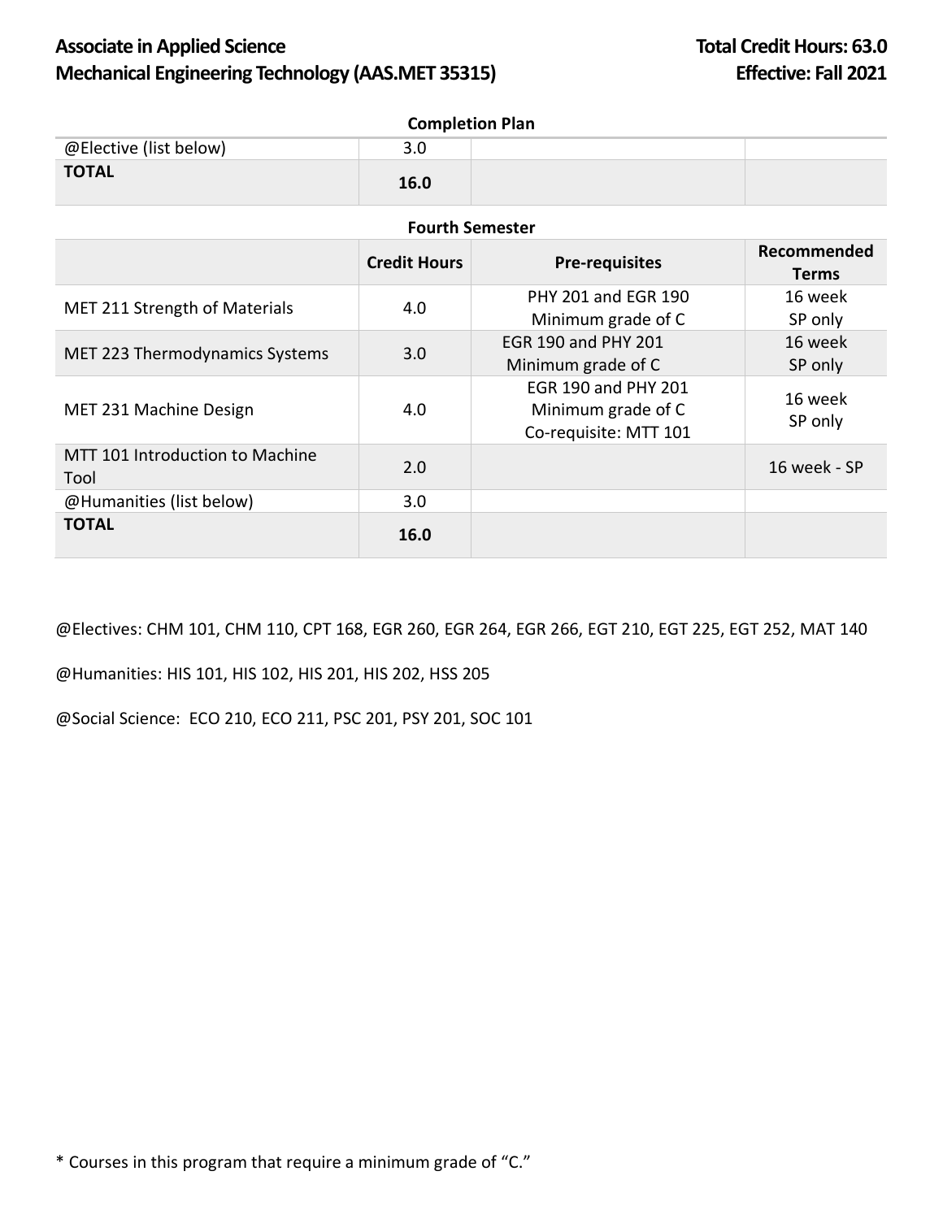## Associate in Applied Science
## Mechanical Engineering Technology (AAS.MET 35315)

**Total Credit Hours: 63.0**
**Effective: Fall 2021**

**Completion Plan**

| | | | |
|---|---|---|---|
| @Elective (list below) | 3.0 | | |
| **TOTAL** | **16.0** | | |

**Fourth Semester**

| | Credit Hours | Pre-requisites | Recommended Terms |
|---|---|---|---|
| MET 211 Strength of Materials | 4.0 | PHY 201 and EGR 190 Minimum grade of C | 16 week SP only |
| MET 223 Thermodynamics Systems | 3.0 | EGR 190 and PHY 201 Minimum grade of C | 16 week SP only |
| MET 231 Machine Design | 4.0 | EGR 190 and PHY 201 Minimum grade of C Co-requisite: MTT 101 | 16 week SP only |
| MTT 101 Introduction to Machine Tool | 2.0 | | 16 week - SP |
| @Humanities (list below) | 3.0 | | |
| **TOTAL** | **16.0** | | |

@Electives: CHM 101, CHM 110, CPT 168, EGR 260, EGR 264, EGR 266, EGT 210, EGT 225, EGT 252, MAT 140

@Humanities: HIS 101, HIS 102, HIS 201, HIS 202, HSS 205

@Social Science: ECO 210, ECO 211, PSC 201, PSY 201, SOC 101

* Courses in this program that require a minimum grade of "C."